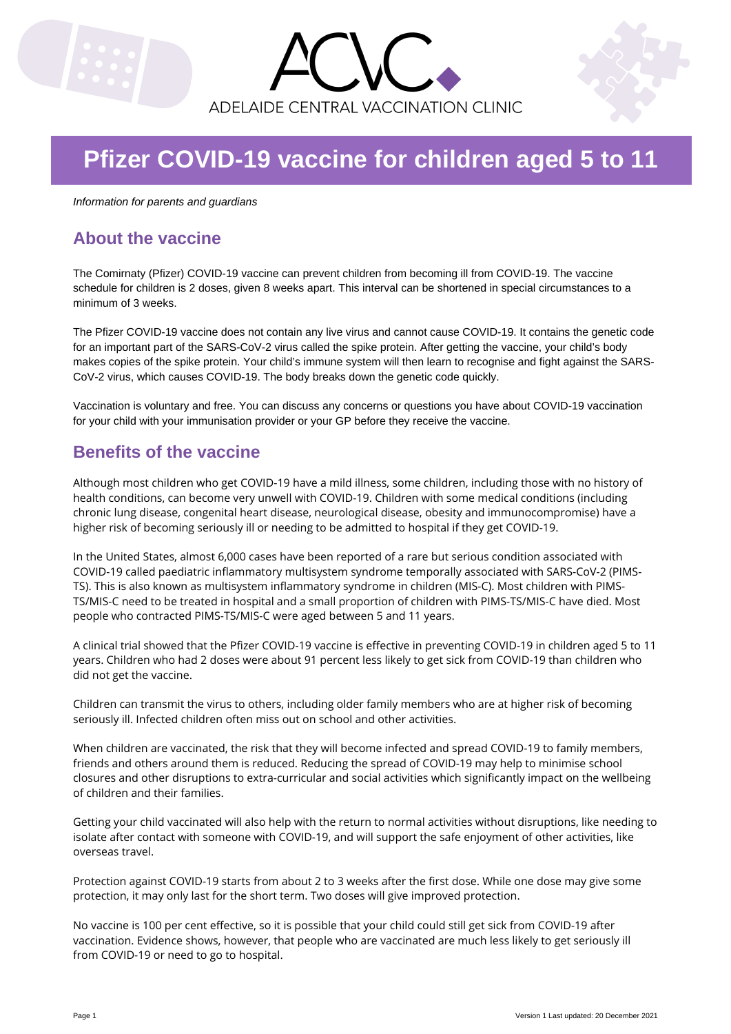ACVC

ADELAIDE CENTRAL VACCINATION CLINIC

# Pfizer COVID-19 vaccine for children aged 5 to 11

*Information for parents and guardians*

## About the vaccine

The Comirnaty (Pfizer) COVID-19 vaccine can prevent children from becoming ill from COVID-19. The vaccine schedule for children is 2 doses, given 8 weeks apart. This interval can be shortened in special circumstances to a minimum of 3 weeks.

The Pfizer COVID-19 vaccine does not contain any live virus and cannot cause COVID-19. It contains the genetic code for an important part of the SARS-CoV-2 virus called the spike protein. After getting the vaccine, your child's body makes copies of the spike protein. Your child's immune system will then learn to recognise and fight against the SARS-CoV-2 virus, which causes COVID-19. The body breaks down the genetic code quickly.

Vaccination is voluntary and free. You can discuss any concerns or questions you have about COVID-19 vaccination for your child with your immunisation provider or your GP before they receive the vaccine.

## Benefits of the vaccine

Although most children who get COVID-19 have a mild illness, some children, including those with no history of health conditions, can become very unwell with COVID-19. Children with some medical conditions (including chronic lung disease, congenital heart disease, neurological disease, obesity and immunocompromise) have a higher risk of becoming seriously ill or needing to be admitted to hospital if they get COVID-19.

In the United States, almost 6,000 cases have been reported of a rare but serious condition associated with COVID-19 called paediatric inflammatory multisystem syndrome temporally associated with SARS-CoV-2 (PIMS-TS). This is also known as multisystem inflammatory syndrome in children (MIS-C). Most children with PIMS-TS/MIS-C need to be treated in hospital and a small proportion of children with PIMS-TS/MIS-C have died. Most people who contracted PIMS-TS/MIS-C were aged between 5 and 11 years.

A clinical trial showed that the Pfizer COVID-19 vaccine is effective in preventing COVID-19 in children aged 5 to 11 years. Children who had 2 doses were about 91 percent less likely to get sick from COVID-19 than children who did not get the vaccine.

Children can transmit the virus to others, including older family members who are at higher risk of becoming seriously ill. Infected children often miss out on school and other activities.

When children are vaccinated, the risk that they will become infected and spread COVID-19 to family members, friends and others around them is reduced. Reducing the spread of COVID-19 may help to minimise school closures and other disruptions to extra-curricular and social activities which significantly impact on the wellbeing of children and their families.

Getting your child vaccinated will also help with the return to normal activities without disruptions, like needing to isolate after contact with someone with COVID-19, and will support the safe enjoyment of other activities, like overseas travel.

Protection against COVID-19 starts from about 2 to 3 weeks after the first dose. While one dose may give some protection, it may only last for the short term. Two doses will give improved protection.

No vaccine is 100 per cent effective, so it is possible that your child could still get sick from COVID-19 after vaccination. Evidence shows, however, that people who are vaccinated are much less likely to get seriously ill from COVID-19 or need to go to hospital.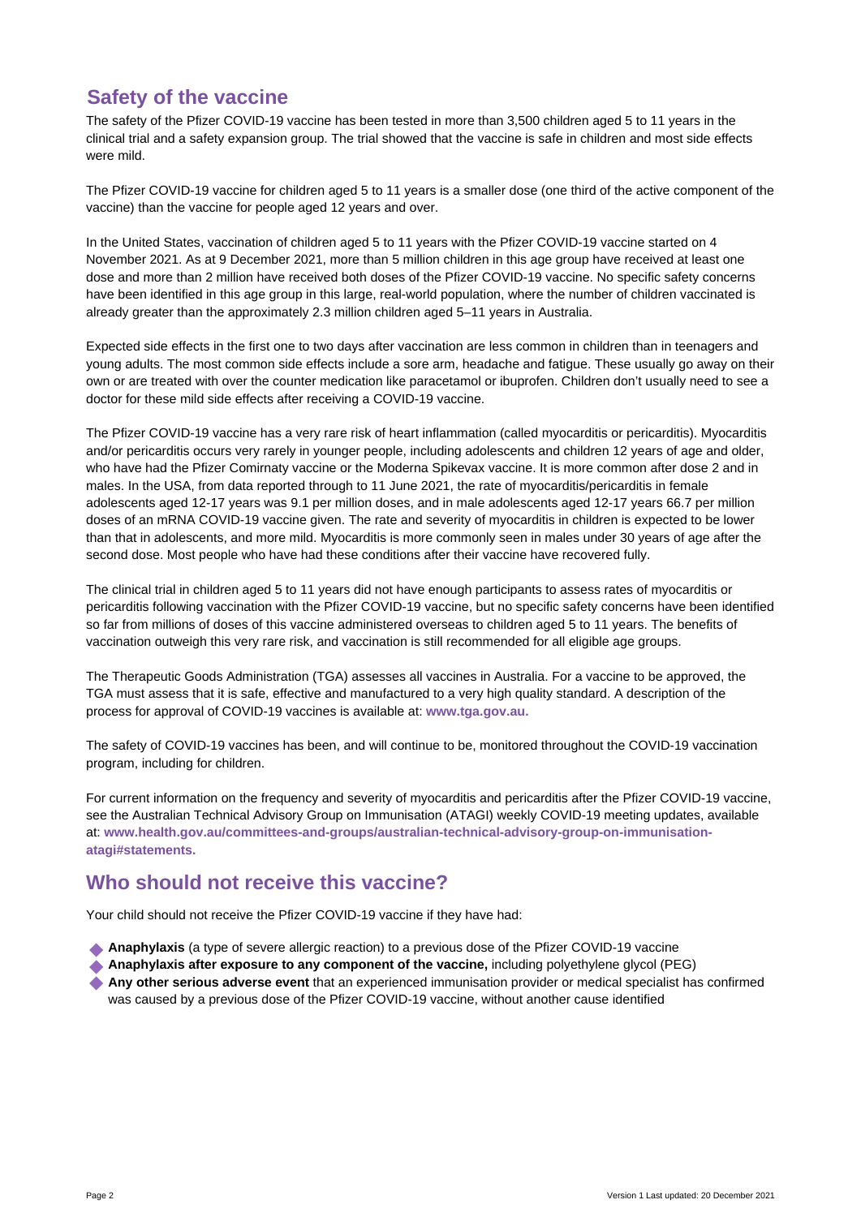## Safety of the vaccine

The safety of the Pfizer COVID-19 vaccine has been tested in more than 3,500 children aged 5 to 11 years in the clinical trial and a safety expansion group. The trial showed that the vaccine is safe in children and most side effects were mild.

The Pfizer COVID-19 vaccine for children aged 5 to 11 years is a smaller dose (one third of the active component of the vaccine) than the vaccine for people aged 12 years and over.

In the United States, vaccination of children aged 5 to 11 years with the Pfizer COVID-19 vaccine started on 4 November 2021. As at 9 December 2021, more than 5 million children in this age group have received at least one dose and more than 2 million have received both doses of the Pfizer COVID-19 vaccine. No specific safety concerns have been identified in this age group in this large, real-world population, where the number of children vaccinated is already greater than the approximately 2.3 million children aged 5–11 years in Australia.

Expected side effects in the first one to two days after vaccination are less common in children than in teenagers and young adults. The most common side effects include a sore arm, headache and fatigue. These usually go away on their own or are treated with over the counter medication like paracetamol or ibuprofen. Children don't usually need to see a doctor for these mild side effects after receiving a COVID-19 vaccine.

The Pfizer COVID-19 vaccine has a very rare risk of heart inflammation (called myocarditis or pericarditis). Myocarditis and/or pericarditis occurs very rarely in younger people, including adolescents and children 12 years of age and older, who have had the Pfizer Comirnaty vaccine or the Moderna Spikevax vaccine. It is more common after dose 2 and in males. In the USA, from data reported through to 11 June 2021, the rate of myocarditis/pericarditis in female adolescents aged 12-17 years was 9.1 per million doses, and in male adolescents aged 12-17 years 66.7 per million doses of an mRNA COVID-19 vaccine given. The rate and severity of myocarditis in children is expected to be lower than that in adolescents, and more mild. Myocarditis is more commonly seen in males under 30 years of age after the second dose. Most people who have had these conditions after their vaccine have recovered fully.

The clinical trial in children aged 5 to 11 years did not have enough participants to assess rates of myocarditis or pericarditis following vaccination with the Pfizer COVID-19 vaccine, but no specific safety concerns have been identified so far from millions of doses of this vaccine administered overseas to children aged 5 to 11 years. The benefits of vaccination outweigh this very rare risk, and vaccination is still recommended for all eligible age groups.

The Therapeutic Goods Administration (TGA) assesses all vaccines in Australia. For a vaccine to be approved, the TGA must assess that it is safe, effective and manufactured to a very high quality standard. A description of the process for approval of COVID-19 vaccines is available at: **www.tga.gov.au.**

The safety of COVID-19 vaccines has been, and will continue to be, monitored throughout the COVID-19 vaccination program, including for children.

For current information on the frequency and severity of myocarditis and pericarditis after the Pfizer COVID-19 vaccine, see the Australian Technical Advisory Group on Immunisation (ATAGI) weekly COVID-19 meeting updates, available at: **www.health.gov.au/committees-and-groups/australian-technical-advisory-group-on-immunisation-atagi#statements.**

## Who should not receive this vaccine?

Your child should not receive the Pfizer COVID-19 vaccine if they have had:

- **Anaphylaxis** (a type of severe allergic reaction) to a previous dose of the Pfizer COVID-19 vaccine
- **Anaphylaxis after exposure to any component of the vaccine,** including polyethylene glycol (PEG)
- **Any other serious adverse event** that an experienced immunisation provider or medical specialist has confirmed was caused by a previous dose of the Pfizer COVID-19 vaccine, without another cause identified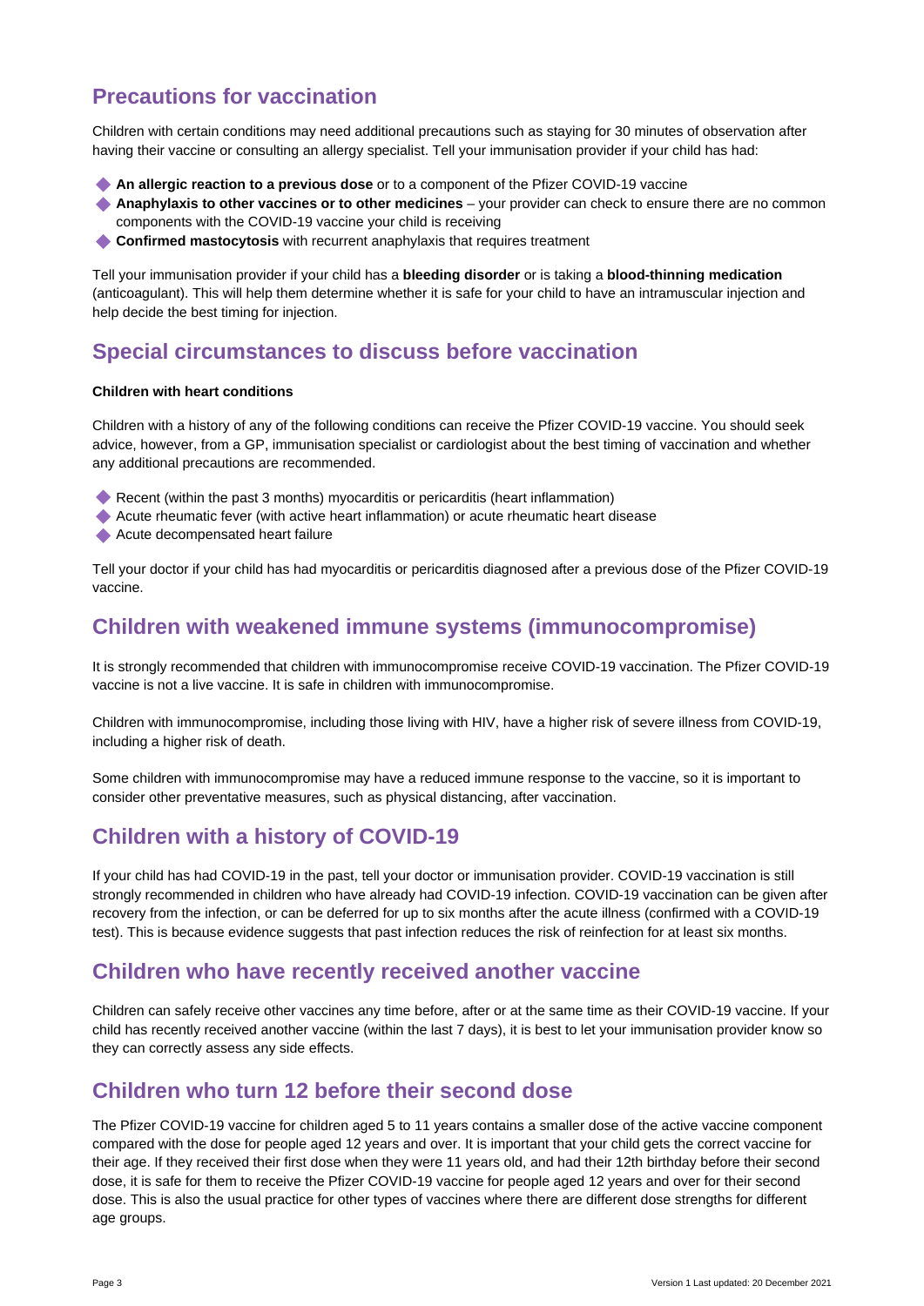## Precautions for vaccination

Children with certain conditions may need additional precautions such as staying for 30 minutes of observation after having their vaccine or consulting an allergy specialist. Tell your immunisation provider if your child has had:

- **An allergic reaction to a previous dose** or to a component of the Pfizer COVID-19 vaccine
- **Anaphylaxis to other vaccines or to other medicines** – your provider can check to ensure there are no common components with the COVID-19 vaccine your child is receiving
- **Confirmed mastocytosis** with recurrent anaphylaxis that requires treatment

Tell your immunisation provider if your child has a **bleeding disorder** or is taking a **blood-thinning medication** (anticoagulant). This will help them determine whether it is safe for your child to have an intramuscular injection and help decide the best timing for injection.

## Special circumstances to discuss before vaccination

**Children with heart conditions**

Children with a history of any of the following conditions can receive the Pfizer COVID-19 vaccine. You should seek advice, however, from a GP, immunisation specialist or cardiologist about the best timing of vaccination and whether any additional precautions are recommended.

- Recent (within the past 3 months) myocarditis or pericarditis (heart inflammation)
- Acute rheumatic fever (with active heart inflammation) or acute rheumatic heart disease
- Acute decompensated heart failure

Tell your doctor if your child has had myocarditis or pericarditis diagnosed after a previous dose of the Pfizer COVID-19 vaccine.

## Children with weakened immune systems (immunocompromise)

It is strongly recommended that children with immunocompromise receive COVID-19 vaccination. The Pfizer COVID-19 vaccine is not a live vaccine. It is safe in children with immunocompromise.

Children with immunocompromise, including those living with HIV, have a higher risk of severe illness from COVID-19, including a higher risk of death.

Some children with immunocompromise may have a reduced immune response to the vaccine, so it is important to consider other preventative measures, such as physical distancing, after vaccination.

## Children with a history of COVID-19

If your child has had COVID-19 in the past, tell your doctor or immunisation provider. COVID-19 vaccination is still strongly recommended in children who have already had COVID-19 infection. COVID-19 vaccination can be given after recovery from the infection, or can be deferred for up to six months after the acute illness (confirmed with a COVID-19 test). This is because evidence suggests that past infection reduces the risk of reinfection for at least six months.

## Children who have recently received another vaccine

Children can safely receive other vaccines any time before, after or at the same time as their COVID-19 vaccine. If your child has recently received another vaccine (within the last 7 days), it is best to let your immunisation provider know so they can correctly assess any side effects.

## Children who turn 12 before their second dose

The Pfizer COVID-19 vaccine for children aged 5 to 11 years contains a smaller dose of the active vaccine component compared with the dose for people aged 12 years and over. It is important that your child gets the correct vaccine for their age. If they received their first dose when they were 11 years old, and had their 12th birthday before their second dose, it is safe for them to receive the Pfizer COVID-19 vaccine for people aged 12 years and over for their second dose. This is also the usual practice for other types of vaccines where there are different dose strengths for different age groups.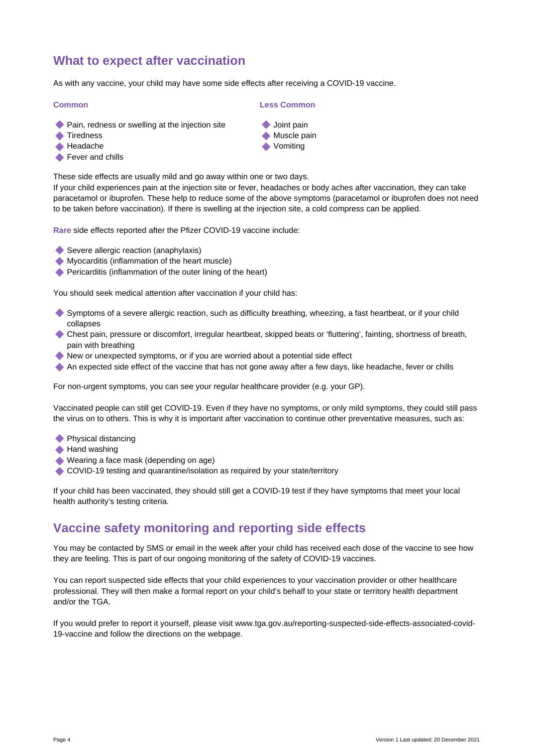## What to expect after vaccination

As with any vaccine, your child may have some side effects after receiving a COVID-19 vaccine.

**Common**

- Pain, redness or swelling at the injection site
- Tiredness
- Headache
- Fever and chills

**Less Common**

- Joint pain
- Muscle pain
- Vomiting

These side effects are usually mild and go away within one or two days.
If your child experiences pain at the injection site or fever, headaches or body aches after vaccination, they can take paracetamol or ibuprofen. These help to reduce some of the above symptoms (paracetamol or ibuprofen does not need to be taken before vaccination). If there is swelling at the injection site, a cold compress can be applied.

**Rare** side effects reported after the Pfizer COVID-19 vaccine include:

- Severe allergic reaction (anaphylaxis)
- Myocarditis (inflammation of the heart muscle)
- Pericarditis (inflammation of the outer lining of the heart)

You should seek medical attention after vaccination if your child has:

- Symptoms of a severe allergic reaction, such as difficulty breathing, wheezing, a fast heartbeat, or if your child collapses
- Chest pain, pressure or discomfort, irregular heartbeat, skipped beats or 'fluttering', fainting, shortness of breath, pain with breathing
- New or unexpected symptoms, or if you are worried about a potential side effect
- An expected side effect of the vaccine that has not gone away after a few days, like headache, fever or chills

For non-urgent symptoms, you can see your regular healthcare provider (e.g. your GP).

Vaccinated people can still get COVID-19. Even if they have no symptoms, or only mild symptoms, they could still pass the virus on to others. This is why it is important after vaccination to continue other preventative measures, such as:

- Physical distancing
- Hand washing
- Wearing a face mask (depending on age)
- COVID-19 testing and quarantine/isolation as required by your state/territory

If your child has been vaccinated, they should still get a COVID-19 test if they have symptoms that meet your local health authority's testing criteria.

## Vaccine safety monitoring and reporting side effects

You may be contacted by SMS or email in the week after your child has received each dose of the vaccine to see how they are feeling. This is part of our ongoing monitoring of the safety of COVID-19 vaccines.

You can report suspected side effects that your child experiences to your vaccination provider or other healthcare professional. They will then make a formal report on your child's behalf to your state or territory health department and/or the TGA.

If you would prefer to report it yourself, please visit www.tga.gov.au/reporting-suspected-side-effects-associated-covid-19-vaccine and follow the directions on the webpage.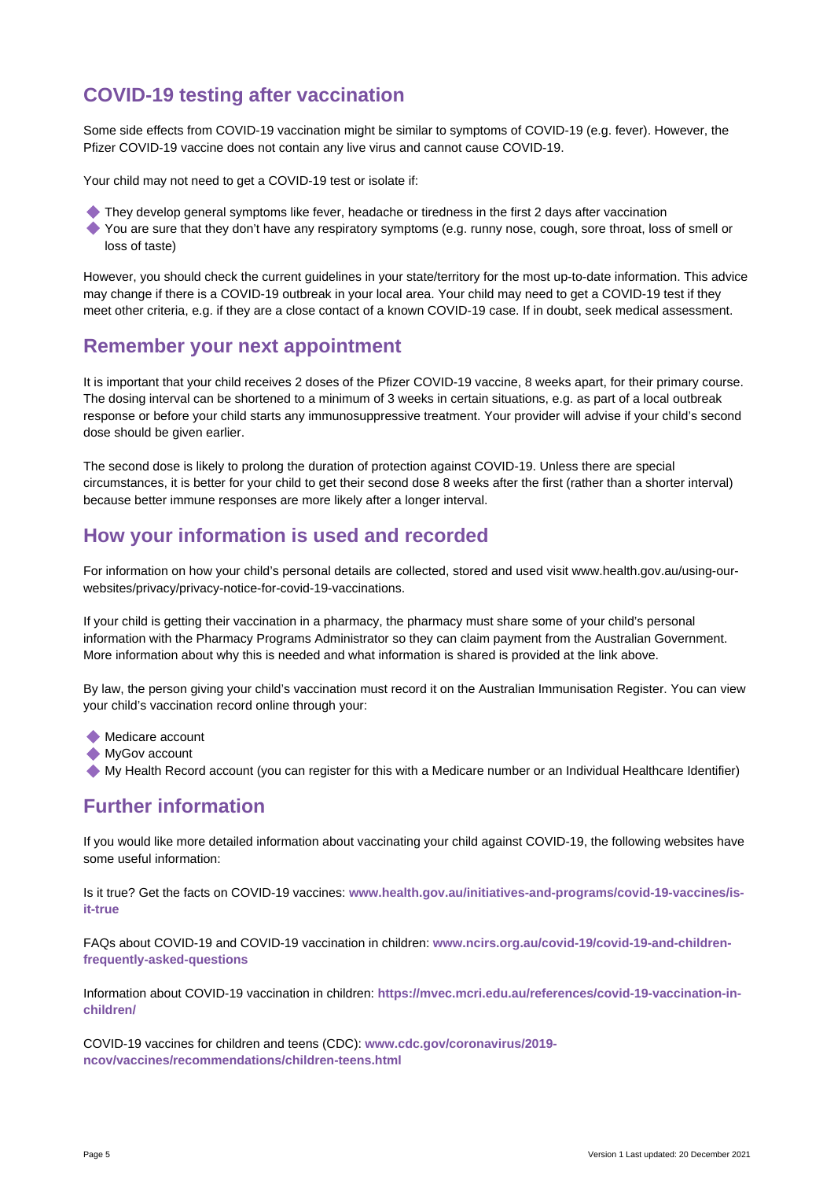## COVID-19 testing after vaccination

Some side effects from COVID-19 vaccination might be similar to symptoms of COVID-19 (e.g. fever). However, the Pfizer COVID-19 vaccine does not contain any live virus and cannot cause COVID-19.

Your child may not need to get a COVID-19 test or isolate if:

- They develop general symptoms like fever, headache or tiredness in the first 2 days after vaccination
- You are sure that they don't have any respiratory symptoms (e.g. runny nose, cough, sore throat, loss of smell or loss of taste)

However, you should check the current guidelines in your state/territory for the most up-to-date information. This advice may change if there is a COVID-19 outbreak in your local area. Your child may need to get a COVID-19 test if they meet other criteria, e.g. if they are a close contact of a known COVID-19 case. If in doubt, seek medical assessment.

## Remember your next appointment

It is important that your child receives 2 doses of the Pfizer COVID-19 vaccine, 8 weeks apart, for their primary course. The dosing interval can be shortened to a minimum of 3 weeks in certain situations, e.g. as part of a local outbreak response or before your child starts any immunosuppressive treatment. Your provider will advise if your child's second dose should be given earlier.

The second dose is likely to prolong the duration of protection against COVID-19. Unless there are special circumstances, it is better for your child to get their second dose 8 weeks after the first (rather than a shorter interval) because better immune responses are more likely after a longer interval.

## How your information is used and recorded

For information on how your child's personal details are collected, stored and used visit www.health.gov.au/using-our-websites/privacy/privacy-notice-for-covid-19-vaccinations.

If your child is getting their vaccination in a pharmacy, the pharmacy must share some of your child's personal information with the Pharmacy Programs Administrator so they can claim payment from the Australian Government. More information about why this is needed and what information is shared is provided at the link above.

By law, the person giving your child's vaccination must record it on the Australian Immunisation Register. You can view your child's vaccination record online through your:

- Medicare account
- MyGov account
- My Health Record account (you can register for this with a Medicare number or an Individual Healthcare Identifier)

## Further information

If you would like more detailed information about vaccinating your child against COVID-19, the following websites have some useful information:

Is it true? Get the facts on COVID-19 vaccines: **www.health.gov.au/initiatives-and-programs/covid-19-vaccines/is-it-true**

FAQs about COVID-19 and COVID-19 vaccination in children: **www.ncirs.org.au/covid-19/covid-19-and-children-frequently-asked-questions**

Information about COVID-19 vaccination in children: **https://mvec.mcri.edu.au/references/covid-19-vaccination-in-children/**

COVID-19 vaccines for children and teens (CDC): **www.cdc.gov/coronavirus/2019-ncov/vaccines/recommendations/children-teens.html**

Version 1 Last updated: 20 December 2021